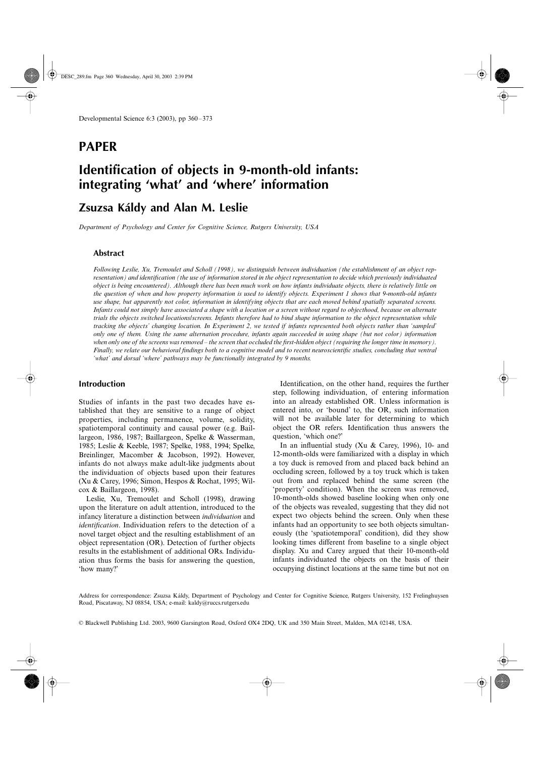**PAPER**

# Identification of objects in 9-month-old infants: integrating 'what' and 'where' information

## Zsuzsa Káldy and Alan M. Leslie

*Department of Psychology and Center for Cognitive Science, Rutgers University, USA*

### Abstract

*Following Leslie, Xu, Tremoulet and Scholl (1998), we distinguish between individuation (the establishment of an object representation) and identification (the use of information stored in the object representation to decide which previously individuated object is being encountered). Although there has been much work on how infants individuate objects, there is relatively little on the question of when and how property information is used to identify objects. Experiment 1 shows that 9-month-old infants use shape, but apparently not color, information in identifying objects that are each moved behind spatially separated screens. Infants could not simply have associated a shape with a location or a screen without regard to objecthood, because on alternate trials the objects switched locations/screens. Infants therefore had to bind shape information to the object representation while tracking the objects' changing location. In Experiment 2, we tested if infants represented both objects rather than 'sampled' only one of them. Using the same alternation procedure, infants again succeeded in using shape (but not color) information when only one of the screens was removed – the screen that occluded the first-hidden object (requiring the longer time in memory). Finally, we relate our behavioral findings both to a cognitive model and to recent neuroscientific studies, concluding that ventral 'what' and dorsal 'where' pathways may be functionally integrated by 9 months.*

### Introduction

Studies of infants in the past two decades have established that they are sensitive to a range of object properties, including permanence, volume, solidity, spatiotemporal continuity and causal power (e.g. Baillargeon, 1986, 1987; Baillargeon, Spelke & Wasserman, 1985; Leslie & Keeble, 1987; Spelke, 1988, 1994; Spelke, Breinlinger, Macomber & Jacobson, 1992). However, infants do not always make adult-like judgments about the individuation of objects based upon their features (Xu & Carey, 1996; Simon, Hespos & Rochat, 1995; Wilcox & Baillargeon, 1998).

Leslie, Xu, Tremoulet and Scholl (1998), drawing upon the literature on adult attention, introduced to the infancy literature a distinction between *individuation* and *identification*. Individuation refers to the detection of a novel target object and the resulting establishment of an object representation (OR). Detection of further objects results in the establishment of additional ORs. Individuation thus forms the basis for answering the question, 'how many?'

Identification, on the other hand, requires the further step, following individuation, of entering information into an already established OR. Unless information is entered into, or 'bound' to, the OR, such information will not be available later for determining to which object the OR refers. Identification thus answers the question, 'which one?'

In an influential study (Xu & Carey, 1996), 10- and 12-month-olds were familiarized with a display in which a toy duck is removed from and placed back behind an occluding screen, followed by a toy truck which is taken out from and replaced behind the same screen (the 'property' condition). When the screen was removed, 10-month-olds showed baseline looking when only one of the objects was revealed, suggesting that they did not expect two objects behind the screen. Only when these infants had an opportunity to see both objects simultaneously (the 'spatiotemporal' condition), did they show looking times different from baseline to a single object display. Xu and Carey argued that their 10-month-old infants individuated the objects on the basis of their occupying distinct locations at the same time but not on

Address for correspondence: Zsuzsa Káldy, Department of Psychology and Center for Cognitive Science, Rutgers University, 152 Frelinghuysen Road, Piscataway, NJ 08854, USA; e-mail: kaldy@ruccs.rutgers.edu

© Blackwell Publishing Ltd. 2003, 9600 Garsington Road, Oxford OX4 2DQ, UK and 350 Main Street, Malden, MA 02148, USA.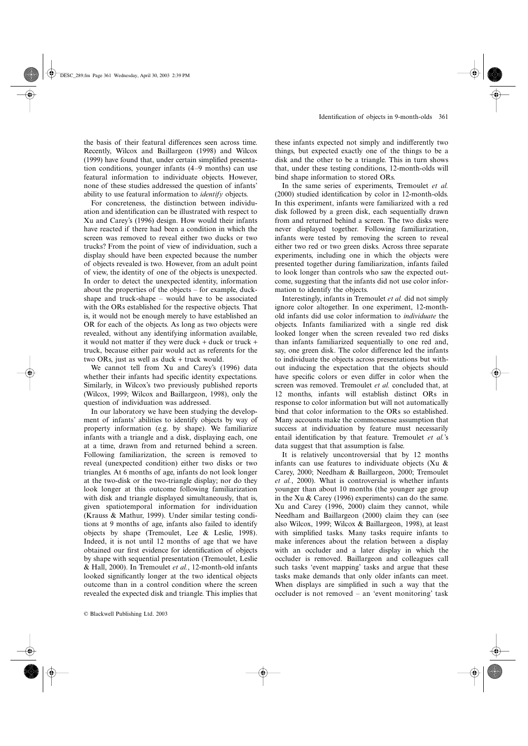the basis of their featural differences seen across time. Recently, Wilcox and Baillargeon (1998) and Wilcox (1999) have found that, under certain simplified presentation conditions, younger infants (4–9 months) can use featural information to individuate objects. However, none of these studies addressed the question of infants' ability to use featural information to *identify* objects.

For concreteness, the distinction between individuation and identification can be illustrated with respect to Xu and Carey's (1996) design. How would their infants have reacted if there had been a condition in which the screen was removed to reveal either two ducks or two trucks? From the point of view of individuation, such a display should have been expected because the number of objects revealed is two. However, from an adult point of view, the identity of one of the objects is unexpected. In order to detect the unexpected identity, information about the properties of the objects – for example, duck-shape and truck-shape – would have to be associated with the ORs established for the respective objects. That is, it would not be enough merely to have established an OR for each of the objects. As long as two objects were revealed, without any identifying information available, it would not matter if they were duck + duck or truck + truck, because either pair would act as referents for the two ORs, just as well as duck + truck would.

We cannot tell from Xu and Carey's (1996) data whether their infants had specific identity expectations. Similarly, in Wilcox's two previously published reports (Wilcox, 1999; Wilcox and Baillargeon, 1998), only the question of individuation was addressed.

In our laboratory we have been studying the development of infants' abilities to identify objects by way of property information (e.g. by shape). We familiarize infants with a triangle and a disk, displaying each, one at a time, drawn from and returned behind a screen. Following familiarization, the screen is removed to reveal (unexpected condition) either two disks or two triangles. At 6 months of age, infants do not look longer at the two-disk or the two-triangle display; nor do they look longer at this outcome following familiarization with disk and triangle displayed simultaneously, that is, given spatiotemporal information for individuation (Krauss & Mathur, 1999). Under similar testing conditions at 9 months of age, infants also failed to identify objects by shape (Tremoulet, Lee & Leslie, 1998). Indeed, it is not until 12 months of age that we have obtained our first evidence for identification of objects by shape with sequential presentation (Tremoulet, Leslie & Hall, 2000). In Tremoulet *et al.*, 12-month-old infants looked significantly longer at the two identical objects outcome than in a control condition where the screen revealed the expected disk and triangle. This implies that these infants expected not simply and indifferently two things, but expected exactly one of the things to be a disk and the other to be a triangle. This in turn shows that, under these testing conditions, 12-month-olds will bind shape information to stored ORs.

In the same series of experiments, Tremoulet *et al.* (2000) studied identification by color in 12-month-olds. In this experiment, infants were familiarized with a red disk followed by a green disk, each sequentially drawn from and returned behind a screen. The two disks were never displayed together. Following familiarization, infants were tested by removing the screen to reveal either two red or two green disks. Across three separate experiments, including one in which the objects were presented together during familiarization, infants failed to look longer than controls who saw the expected outcome, suggesting that the infants did not use color information to identify the objects.

Interestingly, infants in Tremoulet *et al.* did not simply ignore color altogether. In one experiment, 12-month-old infants did use color information to *individuate* the objects. Infants familiarized with a single red disk looked longer when the screen revealed two red disks than infants familiarized sequentially to one red and, say, one green disk. The color difference led the infants to individuate the objects across presentations but without inducing the expectation that the objects should have specific colors or even differ in color when the screen was removed. Tremoulet *et al.* concluded that, at 12 months, infants will establish distinct ORs in response to color information but will not automatically bind that color information to the ORs so established. Many accounts make the commonsense assumption that success at individuation by feature must necessarily entail identification by that feature. Tremoulet *et al.*'s data suggest that that assumption is false.

It is relatively uncontroversial that by 12 months infants can use features to individuate objects (Xu & Carey, 2000; Needham & Baillargeon, 2000; Tremoulet *et al.*, 2000). What is controversial is whether infants younger than about 10 months (the younger age group in the Xu & Carey (1996) experiments) can do the same. Xu and Carey (1996, 2000) claim they cannot, while Needham and Baillargeon (2000) claim they can (see also Wilcox, 1999; Wilcox & Baillargeon, 1998), at least with simplified tasks. Many tasks require infants to make inferences about the relation between a display with an occluder and a later display in which the occluder is removed. Baillargeon and colleagues call such tasks 'event mapping' tasks and argue that these tasks make demands that only older infants can meet. When displays are simplified in such a way that the occluder is not removed – an 'event monitoring' task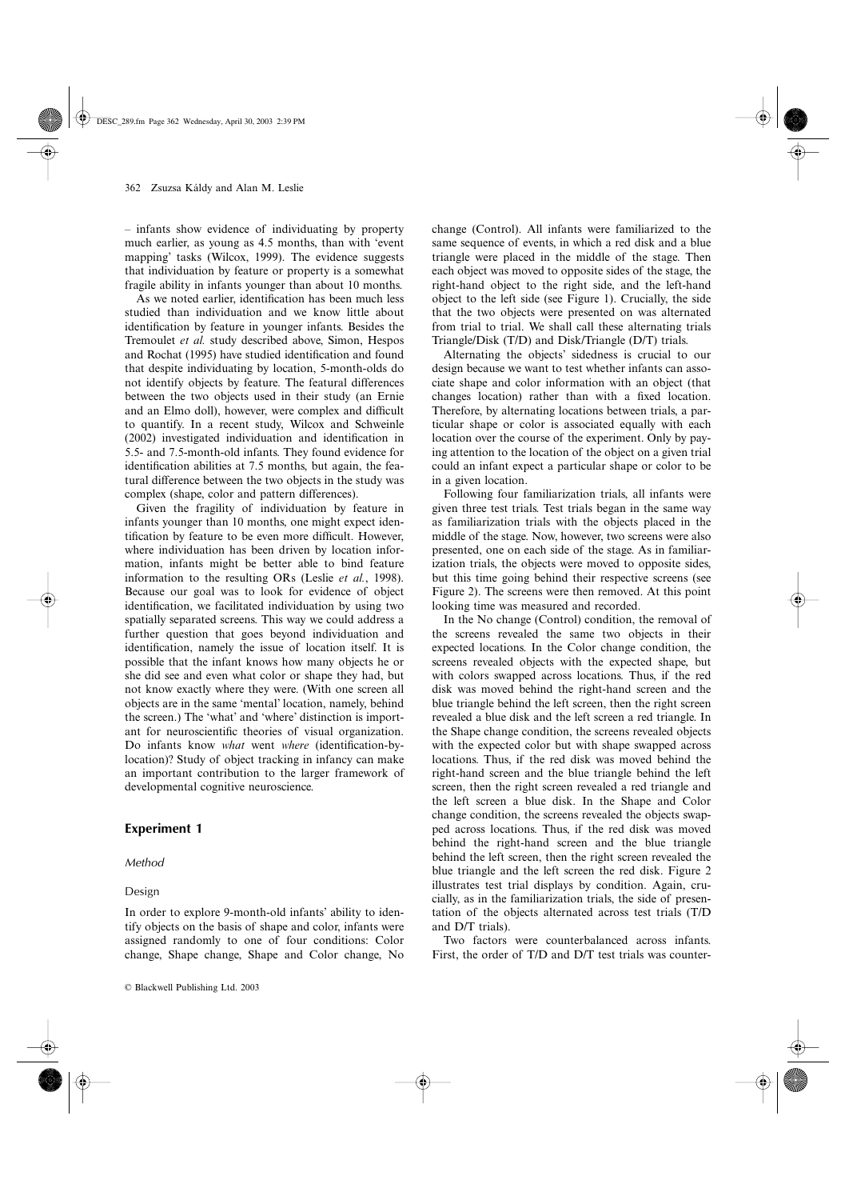– infants show evidence of individuating by property much earlier, as young as 4.5 months, than with 'event mapping' tasks (Wilcox, 1999). The evidence suggests that individuation by feature or property is a somewhat fragile ability in infants younger than about 10 months.

As we noted earlier, identification has been much less studied than individuation and we know little about identification by feature in younger infants. Besides the Tremoulet *et al.* study described above, Simon, Hespos and Rochat (1995) have studied identification and found that despite individuating by location, 5-month-olds do not identify objects by feature. The featural differences between the two objects used in their study (an Ernie and an Elmo doll), however, were complex and difficult to quantify. In a recent study, Wilcox and Schweinle (2002) investigated individuation and identification in 5.5- and 7.5-month-old infants. They found evidence for identification abilities at 7.5 months, but again, the featural difference between the two objects in the study was complex (shape, color and pattern differences).

Given the fragility of individuation by feature in infants younger than 10 months, one might expect identification by feature to be even more difficult. However, where individuation has been driven by location information, infants might be better able to bind feature information to the resulting ORs (Leslie *et al.*, 1998). Because our goal was to look for evidence of object identification, we facilitated individuation by using two spatially separated screens. This way we could address a further question that goes beyond individuation and identification, namely the issue of location itself. It is possible that the infant knows how many objects he or she did see and even what color or shape they had, but not know exactly where they were. (With one screen all objects are in the same 'mental' location, namely, behind the screen.) The 'what' and 'where' distinction is important for neuroscientific theories of visual organization. Do infants know *what* went *where* (identification-by-location)? Study of object tracking in infancy can make an important contribution to the larger framework of developmental cognitive neuroscience.

## Experiment 1

### *Method*

#### Design

In order to explore 9-month-old infants' ability to identify objects on the basis of shape and color, infants were assigned randomly to one of four conditions: Color change, Shape change, Shape and Color change, No change (Control). All infants were familiarized to the same sequence of events, in which a red disk and a blue triangle were placed in the middle of the stage. Then each object was moved to opposite sides of the stage, the right-hand object to the right side, and the left-hand object to the left side (see Figure 1). Crucially, the side that the two objects were presented on was alternated from trial to trial. We shall call these alternating trials Triangle/Disk (T/D) and Disk/Triangle (D/T) trials.

Alternating the objects' sidedness is crucial to our design because we want to test whether infants can associate shape and color information with an object (that changes location) rather than with a fixed location. Therefore, by alternating locations between trials, a particular shape or color is associated equally with each location over the course of the experiment. Only by paying attention to the location of the object on a given trial could an infant expect a particular shape or color to be in a given location.

Following four familiarization trials, all infants were given three test trials. Test trials began in the same way as familiarization trials with the objects placed in the middle of the stage. Now, however, two screens were also presented, one on each side of the stage. As in familiarization trials, the objects were moved to opposite sides, but this time going behind their respective screens (see Figure 2). The screens were then removed. At this point looking time was measured and recorded.

In the No change (Control) condition, the removal of the screens revealed the same two objects in their expected locations. In the Color change condition, the screens revealed objects with the expected shape, but with colors swapped across locations. Thus, if the red disk was moved behind the right-hand screen and the blue triangle behind the left screen, then the right screen revealed a blue disk and the left screen a red triangle. In the Shape change condition, the screens revealed objects with the expected color but with shape swapped across locations. Thus, if the red disk was moved behind the right-hand screen and the blue triangle behind the left screen, then the right screen revealed a red triangle and the left screen a blue disk. In the Shape and Color change condition, the screens revealed the objects swapped across locations. Thus, if the red disk was moved behind the right-hand screen and the blue triangle behind the left screen, then the right screen revealed the blue triangle and the left screen the red disk. Figure 2 illustrates test trial displays by condition. Again, crucially, as in the familiarization trials, the side of presentation of the objects alternated across test trials (T/D and D/T trials).

Two factors were counterbalanced across infants. First, the order of T/D and D/T test trials was counter-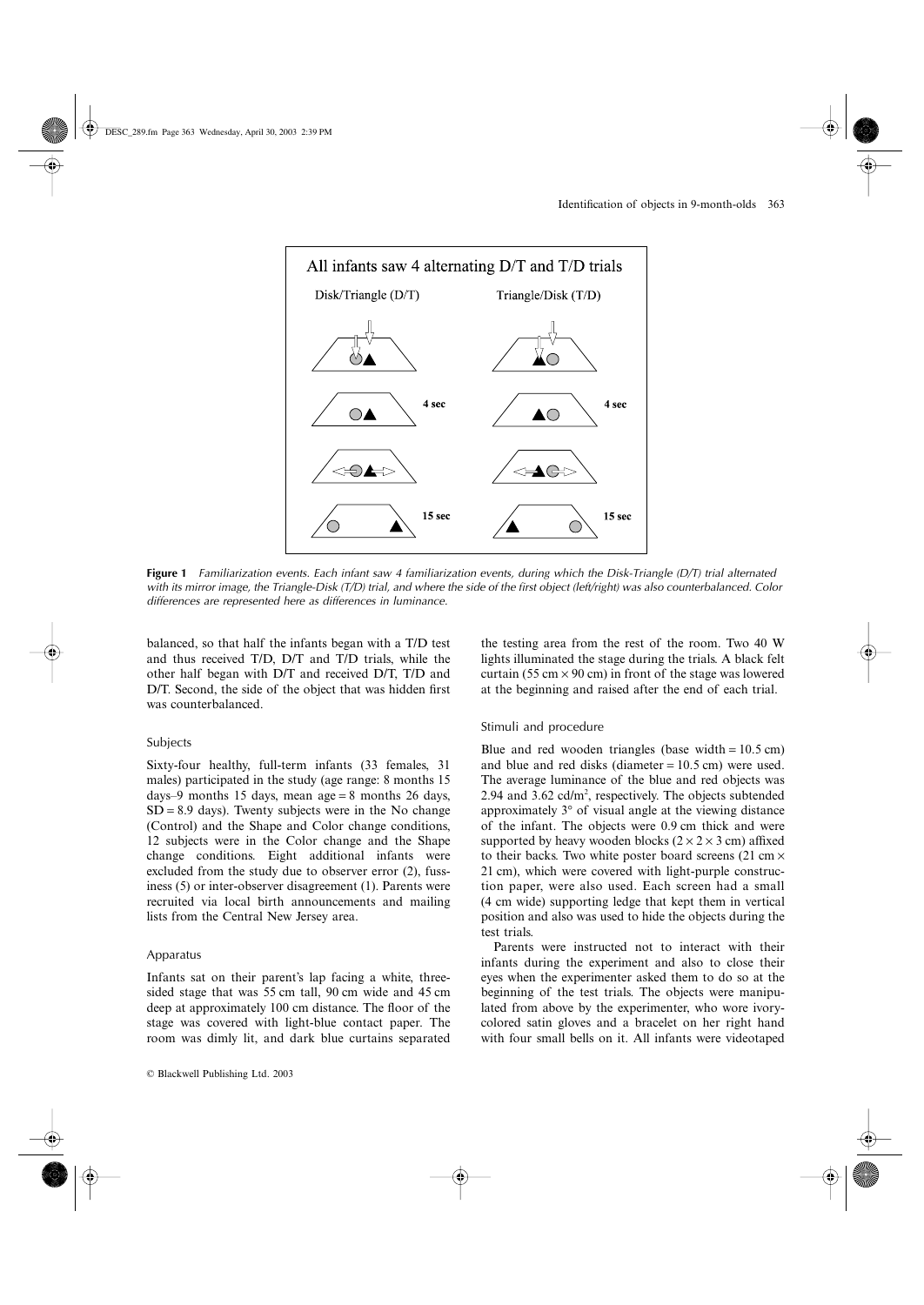All infants saw 4 alternating D/T and T/D trials

Disk/Triangle (D/T) — Triangle/Disk (T/D)

4 sec — 4 sec

15 sec — 15 sec

**Figure 1** *Familiarization events. Each infant saw 4 familiarization events, during which the Disk-Triangle (D/T) trial alternated with its mirror image, the Triangle-Disk (T/D) trial, and where the side of the first object (left/right) was also counterbalanced. Color differences are represented here as differences in luminance.*

balanced, so that half the infants began with a T/D test and thus received T/D, D/T and T/D trials, while the other half began with D/T and received D/T, T/D and D/T. Second, the side of the object that was hidden first was counterbalanced.

### Subjects

Sixty-four healthy, full-term infants (33 females, 31 males) participated in the study (age range: 8 months 15 days–9 months 15 days, mean age = 8 months 26 days, SD = 8.9 days). Twenty subjects were in the No change (Control) and the Shape and Color change conditions, 12 subjects were in the Color change and the Shape change conditions. Eight additional infants were excluded from the study due to observer error (2), fussiness (5) or inter-observer disagreement (1). Parents were recruited via local birth announcements and mailing lists from the Central New Jersey area.

### Apparatus

Infants sat on their parent's lap facing a white, three-sided stage that was 55 cm tall, 90 cm wide and 45 cm deep at approximately 100 cm distance. The floor of the stage was covered with light-blue contact paper. The room was dimly lit, and dark blue curtains separated the testing area from the rest of the room. Two 40 W lights illuminated the stage during the trials. A black felt curtain (55 cm × 90 cm) in front of the stage was lowered at the beginning and raised after the end of each trial.

### Stimuli and procedure

Blue and red wooden triangles (base width = 10.5 cm) and blue and red disks (diameter = 10.5 cm) were used. The average luminance of the blue and red objects was 2.94 and 3.62 cd/m$^2$, respectively. The objects subtended approximately 3° of visual angle at the viewing distance of the infant. The objects were 0.9 cm thick and were supported by heavy wooden blocks (2 × 2 × 3 cm) affixed to their backs. Two white poster board screens (21 cm × 21 cm), which were covered with light-purple construction paper, were also used. Each screen had a small (4 cm wide) supporting ledge that kept them in vertical position and also was used to hide the objects during the test trials.

Parents were instructed not to interact with their infants during the experiment and also to close their eyes when the experimenter asked them to do so at the beginning of the test trials. The objects were manipulated from above by the experimenter, who wore ivory-colored satin gloves and a bracelet on her right hand with four small bells on it. All infants were videotaped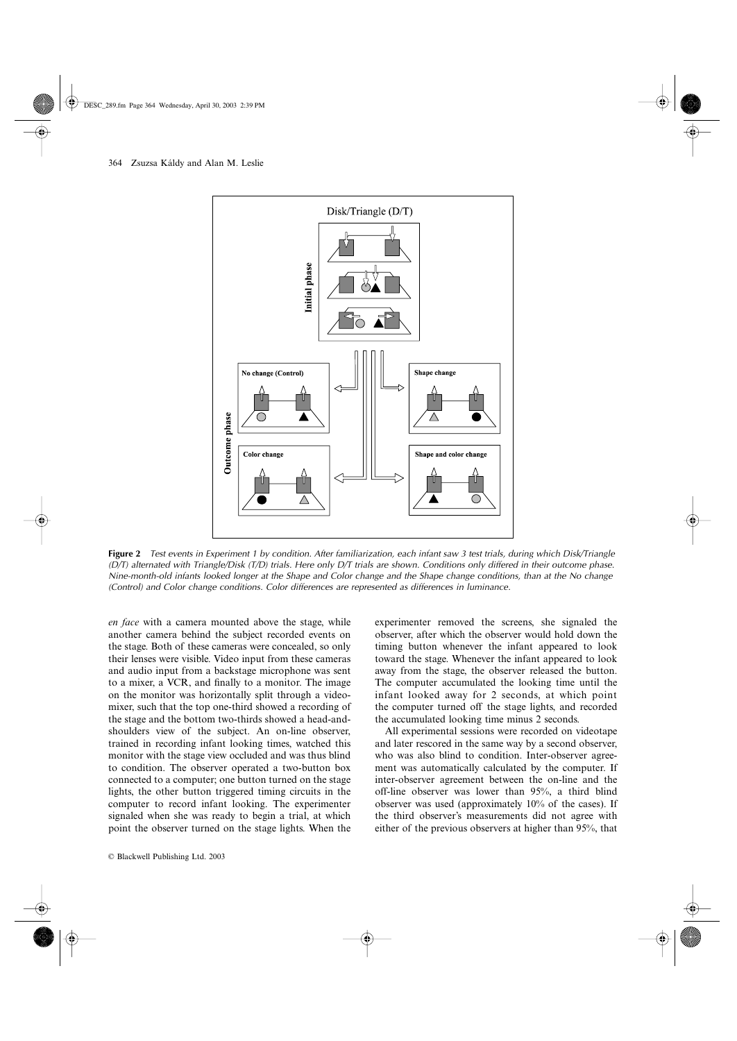Disk/Triangle (D/T)

Initial phase

Outcome phase

No change (Control)

Shape change

Color change

Shape and color change

**Figure 2** *Test events in Experiment 1 by condition. After familiarization, each infant saw 3 test trials, during which Disk/Triangle (D/T) alternated with Triangle/Disk (T/D) trials. Here only D/T trials are shown. Conditions only differed in their outcome phase. Nine-month-old infants looked longer at the Shape and Color change and the Shape change conditions, than at the No change (Control) and Color change conditions. Color differences are represented as differences in luminance.*

*en face* with a camera mounted above the stage, while another camera behind the subject recorded events on the stage. Both of these cameras were concealed, so only their lenses were visible. Video input from these cameras and audio input from a backstage microphone was sent to a mixer, a VCR, and finally to a monitor. The image on the monitor was horizontally split through a video-mixer, such that the top one-third showed a recording of the stage and the bottom two-thirds showed a head-and-shoulders view of the subject. An on-line observer, trained in recording infant looking times, watched this monitor with the stage view occluded and was thus blind to condition. The observer operated a two-button box connected to a computer; one button turned on the stage lights, the other button triggered timing circuits in the computer to record infant looking. The experimenter signaled when she was ready to begin a trial, at which point the observer turned on the stage lights. When the experimenter removed the screens, she signaled the observer, after which the observer would hold down the timing button whenever the infant appeared to look toward the stage. Whenever the infant appeared to look away from the stage, the observer released the button. The computer accumulated the looking time until the infant looked away for 2 seconds, at which point the computer turned off the stage lights, and recorded the accumulated looking time minus 2 seconds.

All experimental sessions were recorded on videotape and later rescored in the same way by a second observer, who was also blind to condition. Inter-observer agreement was automatically calculated by the computer. If inter-observer agreement between the on-line and the off-line observer was lower than 95%, a third blind observer was used (approximately 10% of the cases). If the third observer's measurements did not agree with either of the previous observers at higher than 95%, that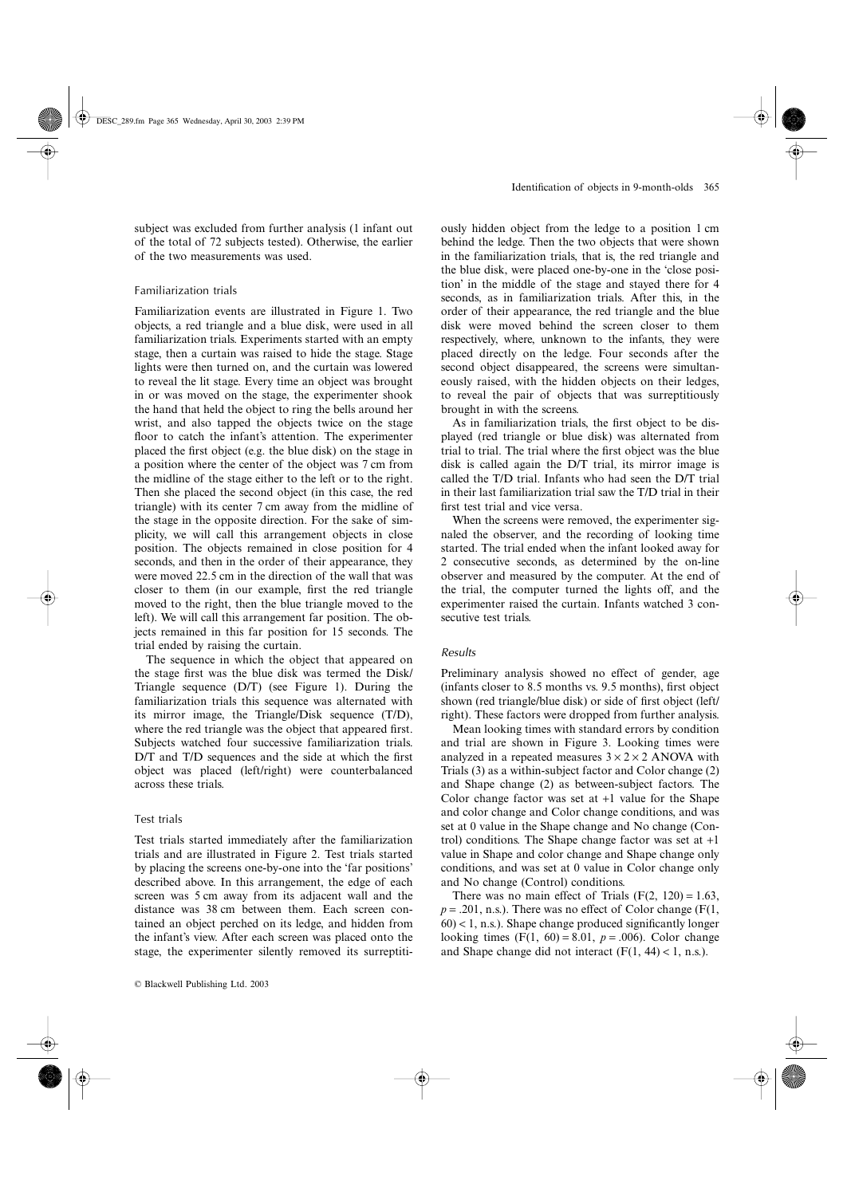subject was excluded from further analysis (1 infant out of the total of 72 subjects tested). Otherwise, the earlier of the two measurements was used.

### Familiarization trials

Familiarization events are illustrated in Figure 1. Two objects, a red triangle and a blue disk, were used in all familiarization trials. Experiments started with an empty stage, then a curtain was raised to hide the stage. Stage lights were then turned on, and the curtain was lowered to reveal the lit stage. Every time an object was brought in or was moved on the stage, the experimenter shook the hand that held the object to ring the bells around her wrist, and also tapped the objects twice on the stage floor to catch the infant's attention. The experimenter placed the first object (e.g. the blue disk) on the stage in a position where the center of the object was 7 cm from the midline of the stage either to the left or to the right. Then she placed the second object (in this case, the red triangle) with its center 7 cm away from the midline of the stage in the opposite direction. For the sake of simplicity, we will call this arrangement objects in close position. The objects remained in close position for 4 seconds, and then in the order of their appearance, they were moved 22.5 cm in the direction of the wall that was closer to them (in our example, first the red triangle moved to the right, then the blue triangle moved to the left). We will call this arrangement far position. The objects remained in this far position for 15 seconds. The trial ended by raising the curtain.

The sequence in which the object that appeared on the stage first was the blue disk was termed the Disk/Triangle sequence (D/T) (see Figure 1). During the familiarization trials this sequence was alternated with its mirror image, the Triangle/Disk sequence (T/D), where the red triangle was the object that appeared first. Subjects watched four successive familiarization trials. D/T and T/D sequences and the side at which the first object was placed (left/right) were counterbalanced across these trials.

### Test trials

Test trials started immediately after the familiarization trials and are illustrated in Figure 2. Test trials started by placing the screens one-by-one into the 'far positions' described above. In this arrangement, the edge of each screen was 5 cm away from its adjacent wall and the distance was 38 cm between them. Each screen contained an object perched on its ledge, and hidden from the infant's view. After each screen was placed onto the stage, the experimenter silently removed its surreptitiously hidden object from the ledge to a position 1 cm behind the ledge. Then the two objects that were shown in the familiarization trials, that is, the red triangle and the blue disk, were placed one-by-one in the 'close position' in the middle of the stage and stayed there for 4 seconds, as in familiarization trials. After this, in the order of their appearance, the red triangle and the blue disk were moved behind the screen closer to them respectively, where, unknown to the infants, they were placed directly on the ledge. Four seconds after the second object disappeared, the screens were simultaneously raised, with the hidden objects on their ledges, to reveal the pair of objects that was surreptitiously brought in with the screens.

As in familiarization trials, the first object to be displayed (red triangle or blue disk) was alternated from trial to trial. The trial where the first object was the blue disk is called again the D/T trial, its mirror image is called the T/D trial. Infants who had seen the D/T trial in their last familiarization trial saw the T/D trial in their first test trial and vice versa.

When the screens were removed, the experimenter signaled the observer, and the recording of looking time started. The trial ended when the infant looked away for 2 consecutive seconds, as determined by the on-line observer and measured by the computer. At the end of the trial, the computer turned the lights off, and the experimenter raised the curtain. Infants watched 3 consecutive test trials.

### *Results*

Preliminary analysis showed no effect of gender, age (infants closer to 8.5 months vs. 9.5 months), first object shown (red triangle/blue disk) or side of first object (left/right). These factors were dropped from further analysis.

Mean looking times with standard errors by condition and trial are shown in Figure 3. Looking times were analyzed in a repeated measures $3 \times 2 \times 2$ ANOVA with Trials (3) as a within-subject factor and Color change (2) and Shape change (2) as between-subject factors. The Color change factor was set at +1 value for the Shape and color change and Color change conditions, and was set at 0 value in the Shape change and No change (Control) conditions. The Shape change factor was set at +1 value in Shape and color change and Shape change only conditions, and was set at 0 value in Color change only and No change (Control) conditions.

There was no main effect of Trials ($F(2, 120) = 1.63$, $p = .201$, n.s.). There was no effect of Color change ($F(1, 60) < 1$, n.s.). Shape change produced significantly longer looking times ($F(1, 60) = 8.01$, $p = .006$). Color change and Shape change did not interact ($F(1, 44) < 1$, n.s.).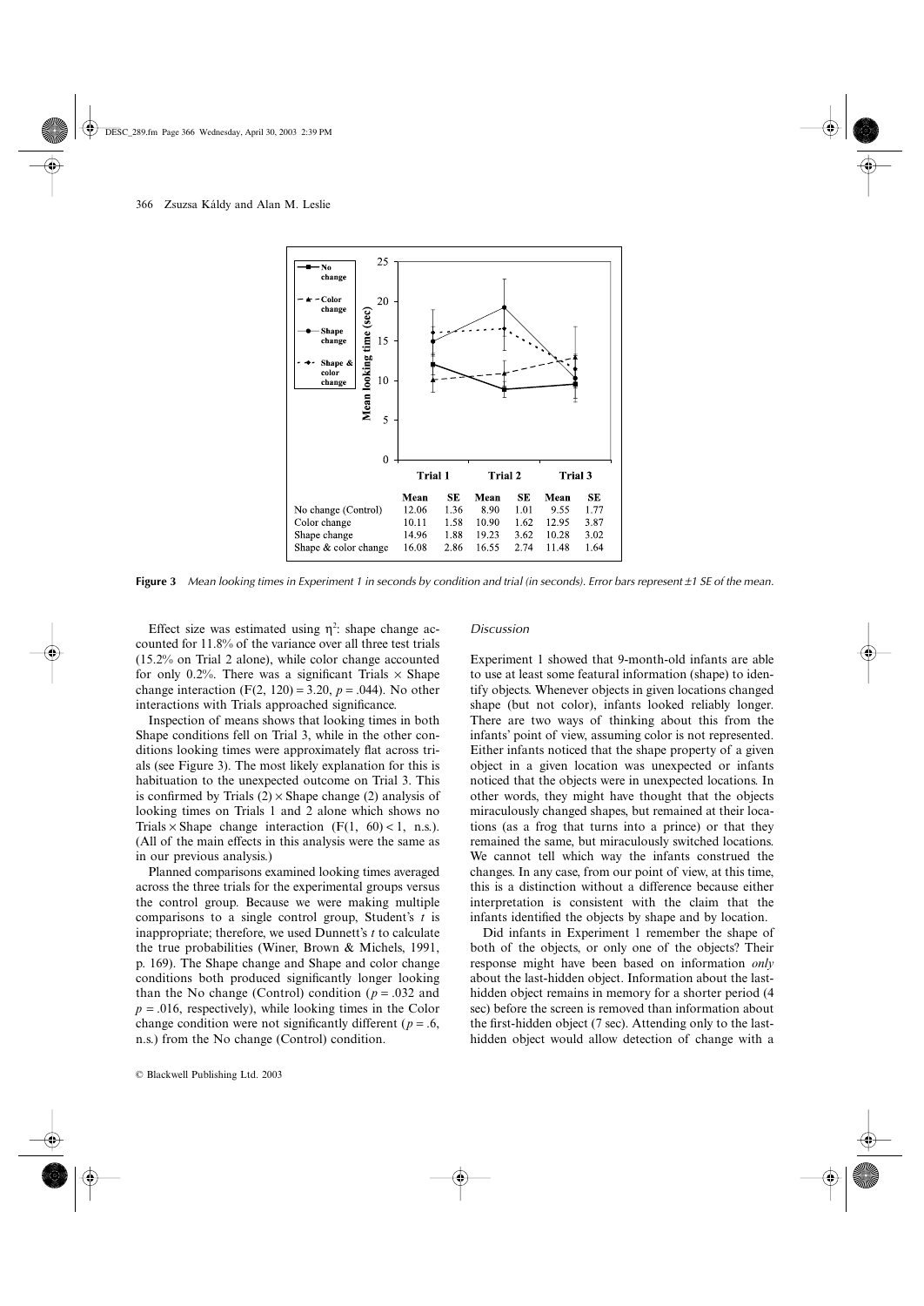| | Trial 1 | | Trial 2 | | Trial 3 | |
|---|---|---|---|---|---|---|
| | Mean | SE | Mean | SE | Mean | SE |
| No change (Control) | 12.06 | 1.36 | 8.90 | 1.01 | 9.55 | 1.77 |
| Color change | 10.11 | 1.58 | 10.90 | 1.62 | 12.95 | 3.87 |
| Shape change | 14.96 | 1.88 | 19.23 | 3.62 | 10.28 | 3.02 |
| Shape & color change | 16.08 | 2.86 | 16.55 | 2.74 | 11.48 | 1.64 |

**Figure 3** *Mean looking times in Experiment 1 in seconds by condition and trial (in seconds). Error bars represent ±1 SE of the mean.*

Effect size was estimated using $\eta^2$: shape change accounted for 11.8% of the variance over all three test trials (15.2% on Trial 2 alone), while color change accounted for only 0.2%. There was a significant Trials × Shape change interaction ($F(2, 120) = 3.20$, $p = .044$). No other interactions with Trials approached significance.

Inspection of means shows that looking times in both Shape conditions fell on Trial 3, while in the other conditions looking times were approximately flat across trials (see Figure 3). The most likely explanation for this is habituation to the unexpected outcome on Trial 3. This is confirmed by Trials (2) × Shape change (2) analysis of looking times on Trials 1 and 2 alone which shows no Trials × Shape change interaction ($F(1, 60) < 1$, n.s.). (All of the main effects in this analysis were the same as in our previous analysis.)

Planned comparisons examined looking times averaged across the three trials for the experimental groups versus the control group. Because we were making multiple comparisons to a single control group, Student's $t$ is inappropriate; therefore, we used Dunnett's $t$ to calculate the true probabilities (Winer, Brown & Michels, 1991, p. 169). The Shape change and Shape and color change conditions both produced significantly longer looking than the No change (Control) condition ($p = .032$ and $p = .016$, respectively), while looking times in the Color change condition were not significantly different ($p = .6$, n.s.) from the No change (Control) condition.

### *Discussion*

Experiment 1 showed that 9-month-old infants are able to use at least some featural information (shape) to identify objects. Whenever objects in given locations changed shape (but not color), infants looked reliably longer. There are two ways of thinking about this from the infants' point of view, assuming color is not represented. Either infants noticed that the shape property of a given object in a given location was unexpected or infants noticed that the objects were in unexpected locations. In other words, they might have thought that the objects miraculously changed shapes, but remained at their locations (as a frog that turns into a prince) or that they remained the same, but miraculously switched locations. We cannot tell which way the infants construed the changes. In any case, from our point of view, at this time, this is a distinction without a difference because either interpretation is consistent with the claim that the infants identified the objects by shape and by location.

Did infants in Experiment 1 remember the shape of both of the objects, or only one of the objects? Their response might have been based on information *only* about the last-hidden object. Information about the last-hidden object remains in memory for a shorter period (4 sec) before the screen is removed than information about the first-hidden object (7 sec). Attending only to the last-hidden object would allow detection of change with a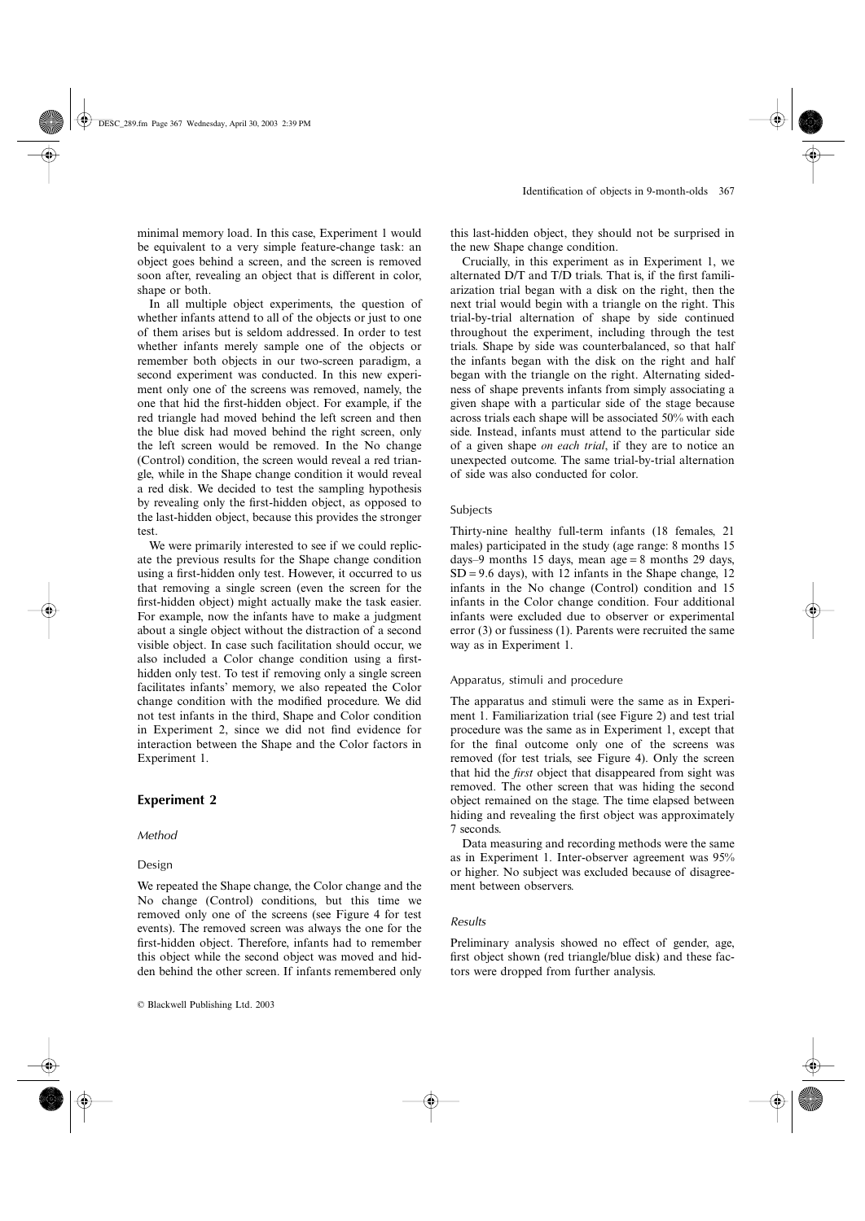minimal memory load. In this case, Experiment 1 would be equivalent to a very simple feature-change task: an object goes behind a screen, and the screen is removed soon after, revealing an object that is different in color, shape or both.

In all multiple object experiments, the question of whether infants attend to all of the objects or just to one of them arises but is seldom addressed. In order to test whether infants merely sample one of the objects or remember both objects in our two-screen paradigm, a second experiment was conducted. In this new experiment only one of the screens was removed, namely, the one that hid the first-hidden object. For example, if the red triangle had moved behind the left screen and then the blue disk had moved behind the right screen, only the left screen would be removed. In the No change (Control) condition, the screen would reveal a red triangle, while in the Shape change condition it would reveal a red disk. We decided to test the sampling hypothesis by revealing only the first-hidden object, as opposed to the last-hidden object, because this provides the stronger test.

We were primarily interested to see if we could replicate the previous results for the Shape change condition using a first-hidden only test. However, it occurred to us that removing a single screen (even the screen for the first-hidden object) might actually make the task easier. For example, now the infants have to make a judgment about a single object without the distraction of a second visible object. In case such facilitation should occur, we also included a Color change condition using a first-hidden only test. To test if removing only a single screen facilitates infants' memory, we also repeated the Color change condition with the modified procedure. We did not test infants in the third, Shape and Color condition in Experiment 2, since we did not find evidence for interaction between the Shape and the Color factors in Experiment 1.

## Experiment 2

### *Method*

#### Design

We repeated the Shape change, the Color change and the No change (Control) conditions, but this time we removed only one of the screens (see Figure 4 for test events). The removed screen was always the one for the first-hidden object. Therefore, infants had to remember this object while the second object was moved and hidden behind the other screen. If infants remembered only this last-hidden object, they should not be surprised in the new Shape change condition.

Crucially, in this experiment as in Experiment 1, we alternated D/T and T/D trials. That is, if the first familiarization trial began with a disk on the right, then the next trial would begin with a triangle on the right. This trial-by-trial alternation of shape by side continued throughout the experiment, including through the test trials. Shape by side was counterbalanced, so that half the infants began with the disk on the right and half began with the triangle on the right. Alternating sidedness of shape prevents infants from simply associating a given shape with a particular side of the stage because across trials each shape will be associated 50% with each side. Instead, infants must attend to the particular side of a given shape *on each trial*, if they are to notice an unexpected outcome. The same trial-by-trial alternation of side was also conducted for color.

#### Subjects

Thirty-nine healthy full-term infants (18 females, 21 males) participated in the study (age range: 8 months 15 days–9 months 15 days, mean age = 8 months 29 days, SD = 9.6 days), with 12 infants in the Shape change, 12 infants in the No change (Control) condition and 15 infants in the Color change condition. Four additional infants were excluded due to observer or experimental error (3) or fussiness (1). Parents were recruited the same way as in Experiment 1.

#### Apparatus, stimuli and procedure

The apparatus and stimuli were the same as in Experiment 1. Familiarization trial (see Figure 2) and test trial procedure was the same as in Experiment 1, except that for the final outcome only one of the screens was removed (for test trials, see Figure 4). Only the screen that hid the *first* object that disappeared from sight was removed. The other screen that was hiding the second object remained on the stage. The time elapsed between hiding and revealing the first object was approximately 7 seconds.

Data measuring and recording methods were the same as in Experiment 1. Inter-observer agreement was 95% or higher. No subject was excluded because of disagreement between observers.

### *Results*

Preliminary analysis showed no effect of gender, age, first object shown (red triangle/blue disk) and these factors were dropped from further analysis.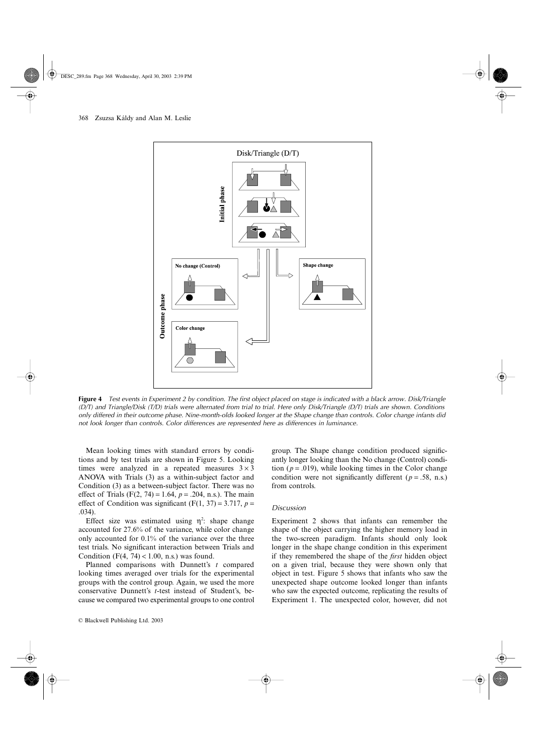**Figure 4** *Test events in Experiment 2 by condition. The first object placed on stage is indicated with a black arrow. Disk/Triangle (D/T) and Triangle/Disk (T/D) trials were alternated from trial to trial. Here only Disk/Triangle (D/T) trials are shown. Conditions only differed in their outcome phase. Nine-month-olds looked longer at the Shape change than controls. Color change infants did not look longer than controls. Color differences are represented here as differences in luminance.*

Mean looking times with standard errors by conditions and by test trials are shown in Figure 5. Looking times were analyzed in a repeated measures $3 \times 3$ ANOVA with Trials (3) as a within-subject factor and Condition (3) as a between-subject factor. There was no effect of Trials ($F(2, 74) = 1.64$, $p = .204$, n.s.). The main effect of Condition was significant ($F(1, 37) = 3.717$, $p = .034$).

Effect size was estimated using $\eta^2$: shape change accounted for 27.6% of the variance, while color change only accounted for 0.1% of the variance over the three test trials. No significant interaction between Trials and Condition ($F(4, 74) < 1.00$, n.s.) was found.

Planned comparisons with Dunnett's $t$ compared looking times averaged over trials for the experimental groups with the control group. Again, we used the more conservative Dunnett's $t$-test instead of Student's, because we compared two experimental groups to one control group. The Shape change condition produced significantly longer looking than the No change (Control) condition ($p = .019$), while looking times in the Color change condition were not significantly different ($p = .58$, n.s.) from controls.

### *Discussion*

Experiment 2 shows that infants can remember the shape of the object carrying the higher memory load in the two-screen paradigm. Infants should only look longer in the shape change condition in this experiment if they remembered the shape of the *first* hidden object on a given trial, because they were shown only that object in test. Figure 5 shows that infants who saw the unexpected shape outcome looked longer than infants who saw the expected outcome, replicating the results of Experiment 1. The unexpected color, however, did not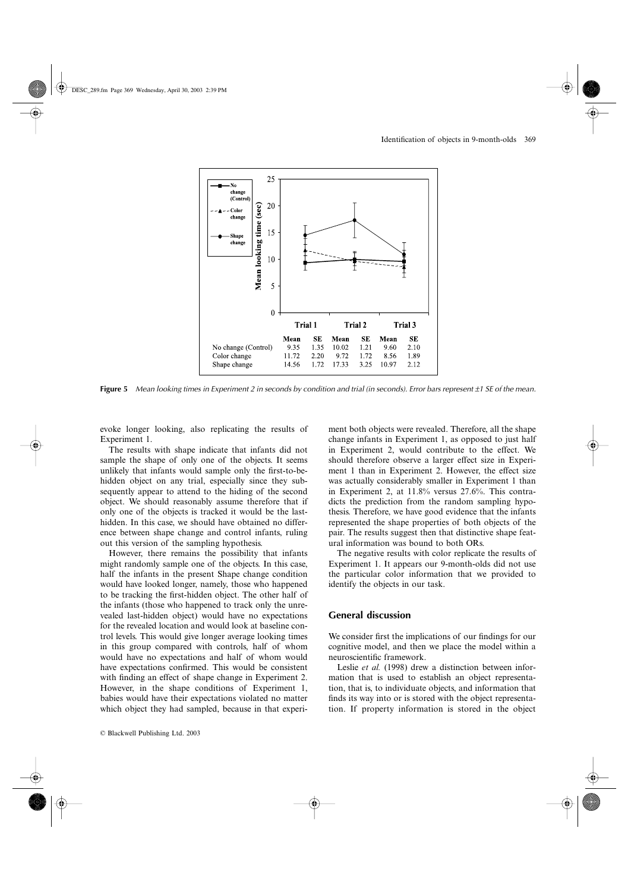| | Trial 1 | | Trial 2 | | Trial 3 | |
|---|---|---|---|---|---|---|
| | Mean | SE | Mean | SE | Mean | SE |
| No change (Control) | 9.35 | 1.35 | 10.02 | 1.21 | 9.60 | 2.10 |
| Color change | 11.72 | 2.20 | 9.72 | 1.72 | 8.56 | 1.89 |
| Shape change | 14.56 | 1.72 | 17.33 | 3.25 | 10.97 | 2.12 |

**Figure 5** *Mean looking times in Experiment 2 in seconds by condition and trial (in seconds). Error bars represent ±1 SE of the mean.*

evoke longer looking, also replicating the results of Experiment 1.

The results with shape indicate that infants did not sample the shape of only one of the objects. It seems unlikely that infants would sample only the first-to-be-hidden object on any trial, especially since they subsequently appear to attend to the hiding of the second object. We should reasonably assume therefore that if only one of the objects is tracked it would be the last-hidden. In this case, we should have obtained no difference between shape change and control infants, ruling out this version of the sampling hypothesis.

However, there remains the possibility that infants might randomly sample one of the objects. In this case, half the infants in the present Shape change condition would have looked longer, namely, those who happened to be tracking the first-hidden object. The other half of the infants (those who happened to track only the unrevealed last-hidden object) would have no expectations for the revealed location and would look at baseline control levels. This would give longer average looking times in this group compared with controls, half of whom would have no expectations and half of whom would have expectations confirmed. This would be consistent with finding an effect of shape change in Experiment 2. However, in the shape conditions of Experiment 1, babies would have their expectations violated no matter which object they had sampled, because in that experiment both objects were revealed. Therefore, all the shape change infants in Experiment 1, as opposed to just half in Experiment 2, would contribute to the effect. We should therefore observe a larger effect size in Experiment 1 than in Experiment 2. However, the effect size was actually considerably smaller in Experiment 1 than in Experiment 2, at 11.8% versus 27.6%. This contradicts the prediction from the random sampling hypothesis. Therefore, we have good evidence that the infants represented the shape properties of both objects of the pair. The results suggest then that distinctive shape featural information was bound to both ORs.

The negative results with color replicate the results of Experiment 1. It appears our 9-month-olds did not use the particular color information that we provided to identify the objects in our task.

## General discussion

We consider first the implications of our findings for our cognitive model, and then we place the model within a neuroscientific framework.

Leslie *et al.* (1998) drew a distinction between information that is used to establish an object representation, that is, to individuate objects, and information that finds its way into or is stored with the object representation. If property information is stored in the object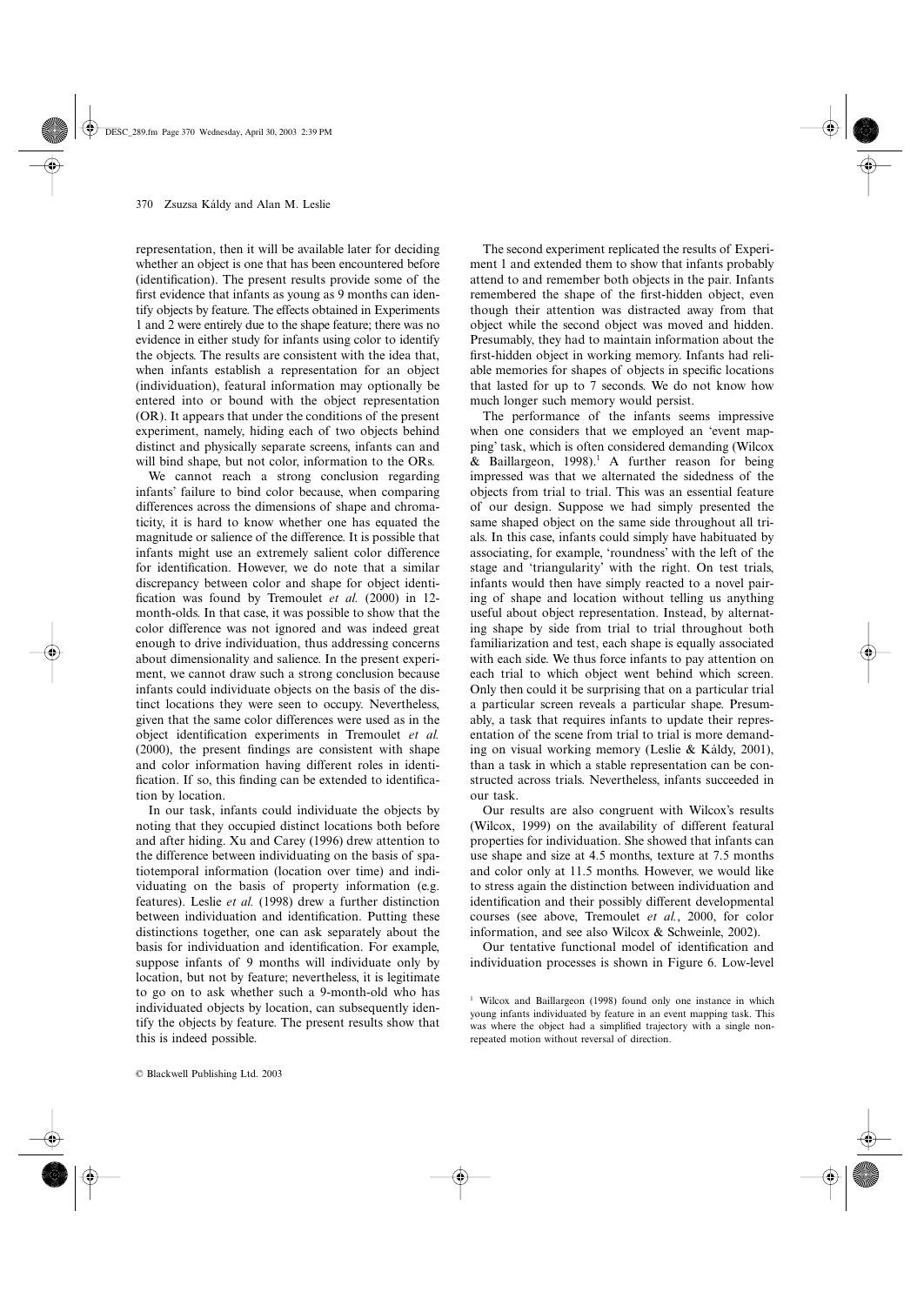representation, then it will be available later for deciding whether an object is one that has been encountered before (identification). The present results provide some of the first evidence that infants as young as 9 months can identify objects by feature. The effects obtained in Experiments 1 and 2 were entirely due to the shape feature; there was no evidence in either study for infants using color to identify the objects. The results are consistent with the idea that, when infants establish a representation for an object (individuation), featural information may optionally be entered into or bound with the object representation (OR). It appears that under the conditions of the present experiment, namely, hiding each of two objects behind distinct and physically separate screens, infants can and will bind shape, but not color, information to the ORs.

We cannot reach a strong conclusion regarding infants' failure to bind color because, when comparing differences across the dimensions of shape and chromaticity, it is hard to know whether one has equated the magnitude or salience of the difference. It is possible that infants might use an extremely salient color difference for identification. However, we do note that a similar discrepancy between color and shape for object identification was found by Tremoulet *et al.* (2000) in 12-month-olds. In that case, it was possible to show that the color difference was not ignored and was indeed great enough to drive individuation, thus addressing concerns about dimensionality and salience. In the present experiment, we cannot draw such a strong conclusion because infants could individuate objects on the basis of the distinct locations they were seen to occupy. Nevertheless, given that the same color differences were used as in the object identification experiments in Tremoulet *et al.* (2000), the present findings are consistent with shape and color information having different roles in identification. If so, this finding can be extended to identification by location.

In our task, infants could individuate the objects by noting that they occupied distinct locations both before and after hiding. Xu and Carey (1996) drew attention to the difference between individuating on the basis of spatiotemporal information (location over time) and individuating on the basis of property information (e.g. features). Leslie *et al.* (1998) drew a further distinction between individuation and identification. Putting these distinctions together, one can ask separately about the basis for individuation and identification. For example, suppose infants of 9 months will individuate only by location, but not by feature; nevertheless, it is legitimate to go on to ask whether such a 9-month-old who has individuated objects by location, can subsequently identify the objects by feature. The present results show that this is indeed possible.

The second experiment replicated the results of Experiment 1 and extended them to show that infants probably attend to and remember both objects in the pair. Infants remembered the shape of the first-hidden object, even though their attention was distracted away from that object while the second object was moved and hidden. Presumably, they had to maintain information about the first-hidden object in working memory. Infants had reliable memories for shapes of objects in specific locations that lasted for up to 7 seconds. We do not know how much longer such memory would persist.

The performance of the infants seems impressive when one considers that we employed an 'event mapping' task, which is often considered demanding (Wilcox & Baillargeon, 1998).[1] A further reason for being impressed was that we alternated the sidedness of the objects from trial to trial. This was an essential feature of our design. Suppose we had simply presented the same shaped object on the same side throughout all trials. In this case, infants could simply have habituated by associating, for example, 'roundness' with the left of the stage and 'triangularity' with the right. On test trials, infants would then have simply reacted to a novel pairing of shape and location without telling us anything useful about object representation. Instead, by alternating shape by side from trial to trial throughout both familiarization and test, each shape is equally associated with each side. We thus force infants to pay attention on each trial to which object went behind which screen. Only then could it be surprising that on a particular trial a particular screen reveals a particular shape. Presumably, a task that requires infants to update their representation of the scene from trial to trial is more demanding on visual working memory (Leslie & Káldy, 2001), than a task in which a stable representation can be constructed across trials. Nevertheless, infants succeeded in our task.

Our results are also congruent with Wilcox's results (Wilcox, 1999) on the availability of different featural properties for individuation. She showed that infants can use shape and size at 4.5 months, texture at 7.5 months and color only at 11.5 months. However, we would like to stress again the distinction between individuation and identification and their possibly different developmental courses (see above, Tremoulet *et al.*, 2000, for color information, and see also Wilcox & Schweinle, 2002).

Our tentative functional model of identification and individuation processes is shown in Figure 6. Low-level

[1] Wilcox and Baillargeon (1998) found only one instance in which young infants individuated by feature in an event mapping task. This was where the object had a simplified trajectory with a single non-repeated motion without reversal of direction.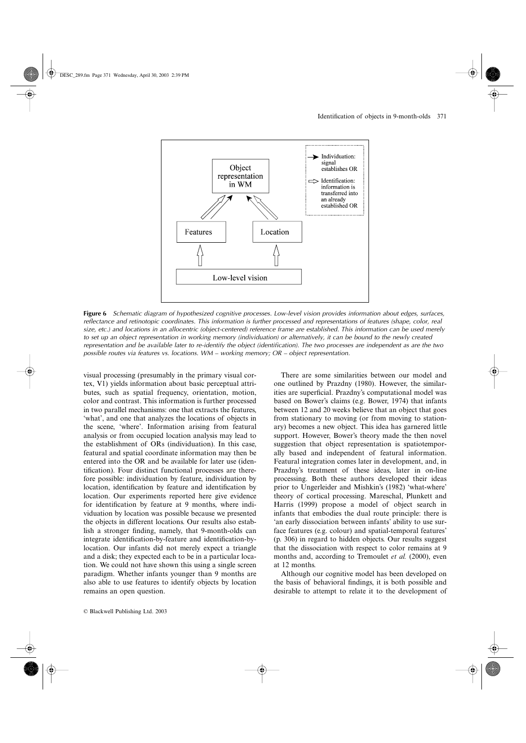**Figure 6** *Schematic diagram of hypothesized cognitive processes. Low-level vision provides information about edges, surfaces, reflectance and retinotopic coordinates. This information is further processed and representations of features (shape, color, real size, etc.) and locations in an allocentric (object-centered) reference frame are established. This information can be used merely to set up an object representation in working memory (individuation) or alternatively, it can be bound to the newly created representation and be available later to re-identify the object (identification). The two processes are independent as are the two possible routes via features vs. locations. WM – working memory; OR – object representation.*

visual processing (presumably in the primary visual cortex, V1) yields information about basic perceptual attributes, such as spatial frequency, orientation, motion, color and contrast. This information is further processed in two parallel mechanisms: one that extracts the features, 'what', and one that analyzes the locations of objects in the scene, 'where'. Information arising from featural analysis or from occupied location analysis may lead to the establishment of ORs (individuation). In this case, featural and spatial coordinate information may then be entered into the OR and be available for later use (identification). Four distinct functional processes are therefore possible: individuation by feature, individuation by location, identification by feature and identification by location. Our experiments reported here give evidence for identification by feature at 9 months, where individuation by location was possible because we presented the objects in different locations. Our results also establish a stronger finding, namely, that 9-month-olds can integrate identification-by-feature and identification-by-location. Our infants did not merely expect a triangle and a disk; they expected each to be in a particular location. We could not have shown this using a single screen paradigm. Whether infants younger than 9 months are also able to use features to identify objects by location remains an open question.

There are some similarities between our model and one outlined by Prazdny (1980). However, the similarities are superficial. Prazdny's computational model was based on Bower's claims (e.g. Bower, 1974) that infants between 12 and 20 weeks believe that an object that goes from stationary to moving (or from moving to stationary) becomes a new object. This idea has garnered little support. However, Bower's theory made the then novel suggestion that object representation is spatiotemporally based and independent of featural information. Featural integration comes later in development, and, in Prazdny's treatment of these ideas, later in on-line processing. Both these authors developed their ideas prior to Ungerleider and Mishkin's (1982) 'what-where' theory of cortical processing. Mareschal, Plunkett and Harris (1999) propose a model of object search in infants that embodies the dual route principle: there is 'an early dissociation between infants' ability to use surface features (e.g. colour) and spatial-temporal features' (p. 306) in regard to hidden objects. Our results suggest that the dissociation with respect to color remains at 9 months and, according to Tremoulet *et al.* (2000), even at 12 months.

Although our cognitive model has been developed on the basis of behavioral findings, it is both possible and desirable to attempt to relate it to the development of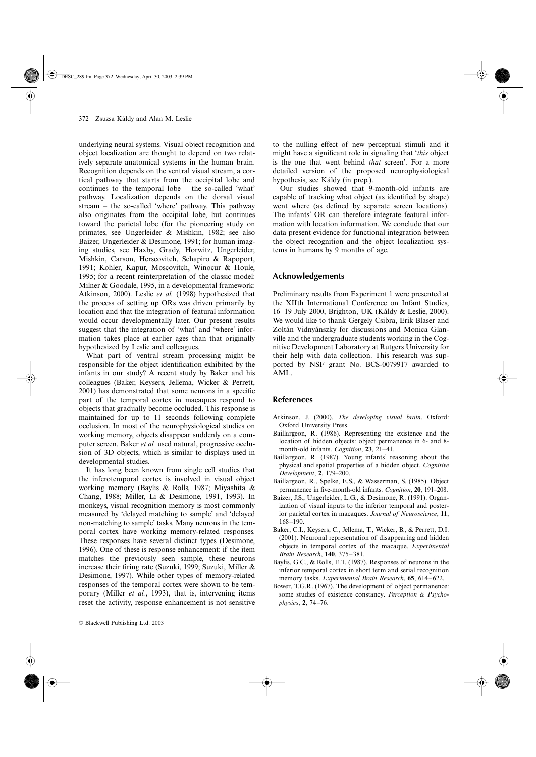underlying neural systems. Visual object recognition and object localization are thought to depend on two relatively separate anatomical systems in the human brain. Recognition depends on the ventral visual stream, a cortical pathway that starts from the occipital lobe and continues to the temporal lobe – the so-called 'what' pathway. Localization depends on the dorsal visual stream – the so-called 'where' pathway. This pathway also originates from the occipital lobe, but continues toward the parietal lobe (for the pioneering study on primates, see Ungerleider & Mishkin, 1982; see also Baizer, Ungerleider & Desimone, 1991; for human imaging studies, see Haxby, Grady, Horwitz, Ungerleider, Mishkin, Carson, Herscovitch, Schapiro & Rapoport, 1991; Kohler, Kapur, Moscovitch, Winocur & Houle, 1995; for a recent reinterpretation of the classic model: Milner & Goodale, 1995, in a developmental framework: Atkinson, 2000). Leslie *et al.* (1998) hypothesized that the process of setting up ORs was driven primarily by location and that the integration of featural information would occur developmentally later. Our present results suggest that the integration of 'what' and 'where' information takes place at earlier ages than that originally hypothesized by Leslie and colleagues.

What part of ventral stream processing might be responsible for the object identification exhibited by the infants in our study? A recent study by Baker and his colleagues (Baker, Keysers, Jellema, Wicker & Perrett, 2001) has demonstrated that some neurons in a specific part of the temporal cortex in macaques respond to objects that gradually become occluded. This response is maintained for up to 11 seconds following complete occlusion. In most of the neurophysiological studies on working memory, objects disappear suddenly on a computer screen. Baker *et al.* used natural, progressive occlusion of 3D objects, which is similar to displays used in developmental studies.

It has long been known from single cell studies that the inferotemporal cortex is involved in visual object working memory (Baylis & Rolls, 1987; Miyashita & Chang, 1988; Miller, Li & Desimone, 1991, 1993). In monkeys, visual recognition memory is most commonly measured by 'delayed matching to sample' and 'delayed non-matching to sample' tasks. Many neurons in the temporal cortex have working memory-related responses. These responses have several distinct types (Desimone, 1996). One of these is response enhancement: if the item matches the previously seen sample, these neurons increase their firing rate (Suzuki, 1999; Suzuki, Miller & Desimone, 1997). While other types of memory-related responses of the temporal cortex were shown to be temporary (Miller *et al.*, 1993), that is, intervening items reset the activity, response enhancement is not sensitive to the nulling effect of new perceptual stimuli and it might have a significant role in signaling that '*this* object is the one that went behind *that* screen'. For a more detailed version of the proposed neurophysiological hypothesis, see Káldy (in prep.).

Our studies showed that 9-month-old infants are capable of tracking what object (as identified by shape) went where (as defined by separate screen locations). The infants' OR can therefore integrate featural information with location information. We conclude that our data present evidence for functional integration between the object recognition and the object localization systems in humans by 9 months of age.

## Acknowledgements

Preliminary results from Experiment 1 were presented at the XIIth International Conference on Infant Studies, 16–19 July 2000, Brighton, UK (Káldy & Leslie, 2000). We would like to thank Gergely Csibra, Erik Blaser and Zoltán Vidnyánszky for discussions and Monica Glanville and the undergraduate students working in the Cognitive Development Laboratory at Rutgers University for their help with data collection. This research was supported by NSF grant No. BCS-0079917 awarded to AML.

## References

Atkinson, J. (2000). *The developing visual brain*. Oxford: Oxford University Press.

Baillargeon, R. (1986). Representing the existence and the location of hidden objects: object permanence in 6- and 8-month-old infants. *Cognition*, **23**, 21–41.

Baillargeon, R. (1987). Young infants' reasoning about the physical and spatial properties of a hidden object. *Cognitive Development*, **2**, 179–200.

Baillargeon, R., Spelke, E.S., & Wasserman, S. (1985). Object permanence in five-month-old infants. *Cognition*, **20**, 191–208.

Baizer, J.S., Ungerleider, L.G., & Desimone, R. (1991). Organization of visual inputs to the inferior temporal and posterior parietal cortex in macaques. *Journal of Neuroscience*, **11**, 168–190.

Baker, C.I., Keysers, C., Jellema, T., Wicker, B., & Perrett, D.I. (2001). Neuronal representation of disappearing and hidden objects in temporal cortex of the macaque. *Experimental Brain Research*, **140**, 375–381.

Baylis, G.C., & Rolls, E.T. (1987). Responses of neurons in the inferior temporal cortex in short term and serial recognition memory tasks. *Experimental Brain Research*, **65**, 614–622.

Bower, T.G.R. (1967). The development of object permanence: some studies of existence constancy. *Perception & Psychophysics*, **2**, 74–76.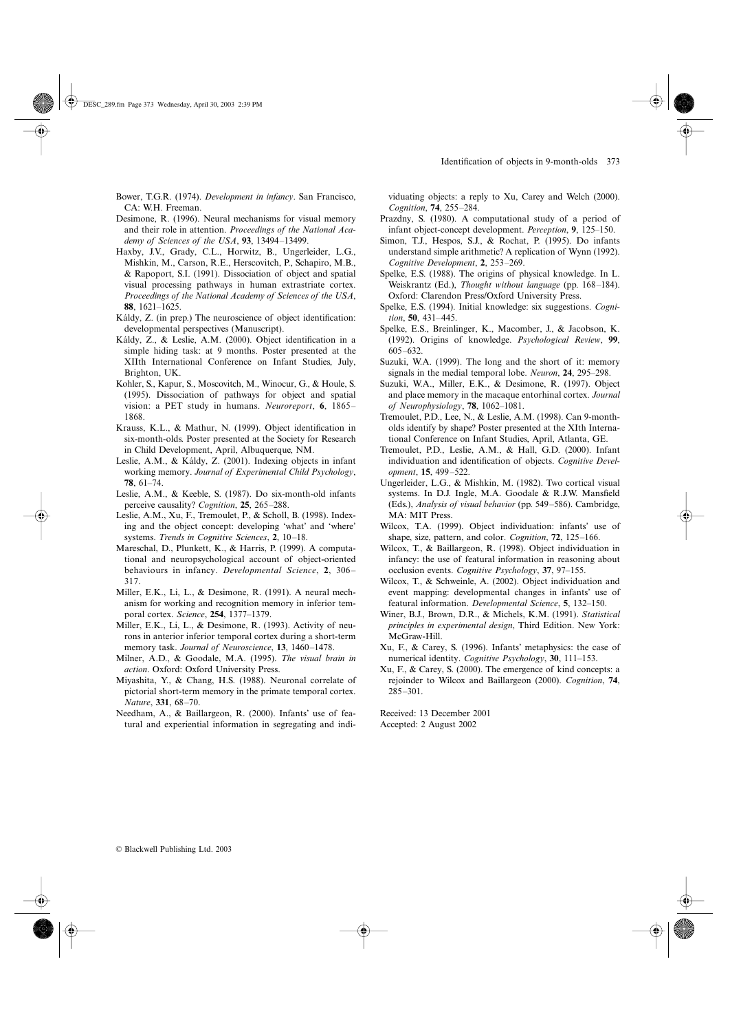Bower, T.G.R. (1974). *Development in infancy*. San Francisco, CA: W.H. Freeman.

Desimone, R. (1996). Neural mechanisms for visual memory and their role in attention. *Proceedings of the National Academy of Sciences of the USA*, **93**, 13494–13499.

Haxby, J.V., Grady, C.L., Horwitz, B., Ungerleider, L.G., Mishkin, M., Carson, R.E., Herscovitch, P., Schapiro, M.B., & Rapoport, S.I. (1991). Dissociation of object and spatial visual processing pathways in human extrastriate cortex. *Proceedings of the National Academy of Sciences of the USA*, **88**, 1621–1625.

Káldy, Z. (in prep.) The neuroscience of object identification: developmental perspectives (Manuscript).

Káldy, Z., & Leslie, A.M. (2000). Object identification in a simple hiding task: at 9 months. Poster presented at the XIIth International Conference on Infant Studies, July, Brighton, UK.

Kohler, S., Kapur, S., Moscovitch, M., Winocur, G., & Houle, S. (1995). Dissociation of pathways for object and spatial vision: a PET study in humans. *Neuroreport*, **6**, 1865–1868.

Krauss, K.L., & Mathur, N. (1999). Object identification in six-month-olds. Poster presented at the Society for Research in Child Development, April, Albuquerque, NM.

Leslie, A.M., & Káldy, Z. (2001). Indexing objects in infant working memory. *Journal of Experimental Child Psychology*, **78**, 61–74.

Leslie, A.M., & Keeble, S. (1987). Do six-month-old infants perceive causality? *Cognition*, **25**, 265–288.

Leslie, A.M., Xu, F., Tremoulet, P., & Scholl, B. (1998). Indexing and the object concept: developing 'what' and 'where' systems. *Trends in Cognitive Sciences*, **2**, 10–18.

Mareschal, D., Plunkett, K., & Harris, P. (1999). A computational and neuropsychological account of object-oriented behaviours in infancy. *Developmental Science*, **2**, 306–317.

Miller, E.K., Li, L., & Desimone, R. (1991). A neural mechanism for working and recognition memory in inferior temporal cortex. *Science*, **254**, 1377–1379.

Miller, E.K., Li, L., & Desimone, R. (1993). Activity of neurons in anterior inferior temporal cortex during a short-term memory task. *Journal of Neuroscience*, **13**, 1460–1478.

Milner, A.D., & Goodale, M.A. (1995). *The visual brain in action*. Oxford: Oxford University Press.

Miyashita, Y., & Chang, H.S. (1988). Neuronal correlate of pictorial short-term memory in the primate temporal cortex. *Nature*, **331**, 68–70.

Needham, A., & Baillargeon, R. (2000). Infants' use of featural and experiential information in segregating and individuating objects: a reply to Xu, Carey and Welch (2000). *Cognition*, **74**, 255–284.

Prazdny, S. (1980). A computational study of a period of infant object-concept development. *Perception*, **9**, 125–150.

Simon, T.J., Hespos, S.J., & Rochat, P. (1995). Do infants understand simple arithmetic? A replication of Wynn (1992). *Cognitive Development*, **2**, 253–269.

Spelke, E.S. (1988). The origins of physical knowledge. In L. Weiskrantz (Ed.), *Thought without language* (pp. 168–184). Oxford: Clarendon Press/Oxford University Press.

Spelke, E.S. (1994). Initial knowledge: six suggestions. *Cognition*, **50**, 431–445.

Spelke, E.S., Breinlinger, K., Macomber, J., & Jacobson, K. (1992). Origins of knowledge. *Psychological Review*, **99**, 605–632.

Suzuki, W.A. (1999). The long and the short of it: memory signals in the medial temporal lobe. *Neuron*, **24**, 295–298.

Suzuki, W.A., Miller, E.K., & Desimone, R. (1997). Object and place memory in the macaque entorhinal cortex. *Journal of Neurophysiology*, **78**, 1062–1081.

Tremoulet, P.D., Lee, N., & Leslie, A.M. (1998). Can 9-month-olds identify by shape? Poster presented at the XIth International Conference on Infant Studies, April, Atlanta, GE.

Tremoulet, P.D., Leslie, A.M., & Hall, G.D. (2000). Infant individuation and identification of objects. *Cognitive Development*, **15**, 499–522.

Ungerleider, L.G., & Mishkin, M. (1982). Two cortical visual systems. In D.J. Ingle, M.A. Goodale & R.J.W. Mansfield (Eds.), *Analysis of visual behavior* (pp. 549–586). Cambridge, MA: MIT Press.

Wilcox, T.A. (1999). Object individuation: infants' use of shape, size, pattern, and color. *Cognition*, **72**, 125–166.

Wilcox, T., & Baillargeon, R. (1998). Object individuation in infancy: the use of featural information in reasoning about occlusion events. *Cognitive Psychology*, **37**, 97–155.

Wilcox, T., & Schweinle, A. (2002). Object individuation and event mapping: developmental changes in infants' use of featural information. *Developmental Science*, **5**, 132–150.

Winer, B.J., Brown, D.R., & Michels, K.M. (1991). *Statistical principles in experimental design*, Third Edition. New York: McGraw-Hill.

Xu, F., & Carey, S. (1996). Infants' metaphysics: the case of numerical identity. *Cognitive Psychology*, **30**, 111–153.

Xu, F., & Carey, S. (2000). The emergence of kind concepts: a rejoinder to Wilcox and Baillargeon (2000). *Cognition*, **74**, 285–301.

Received: 13 December 2001
Accepted: 2 August 2002